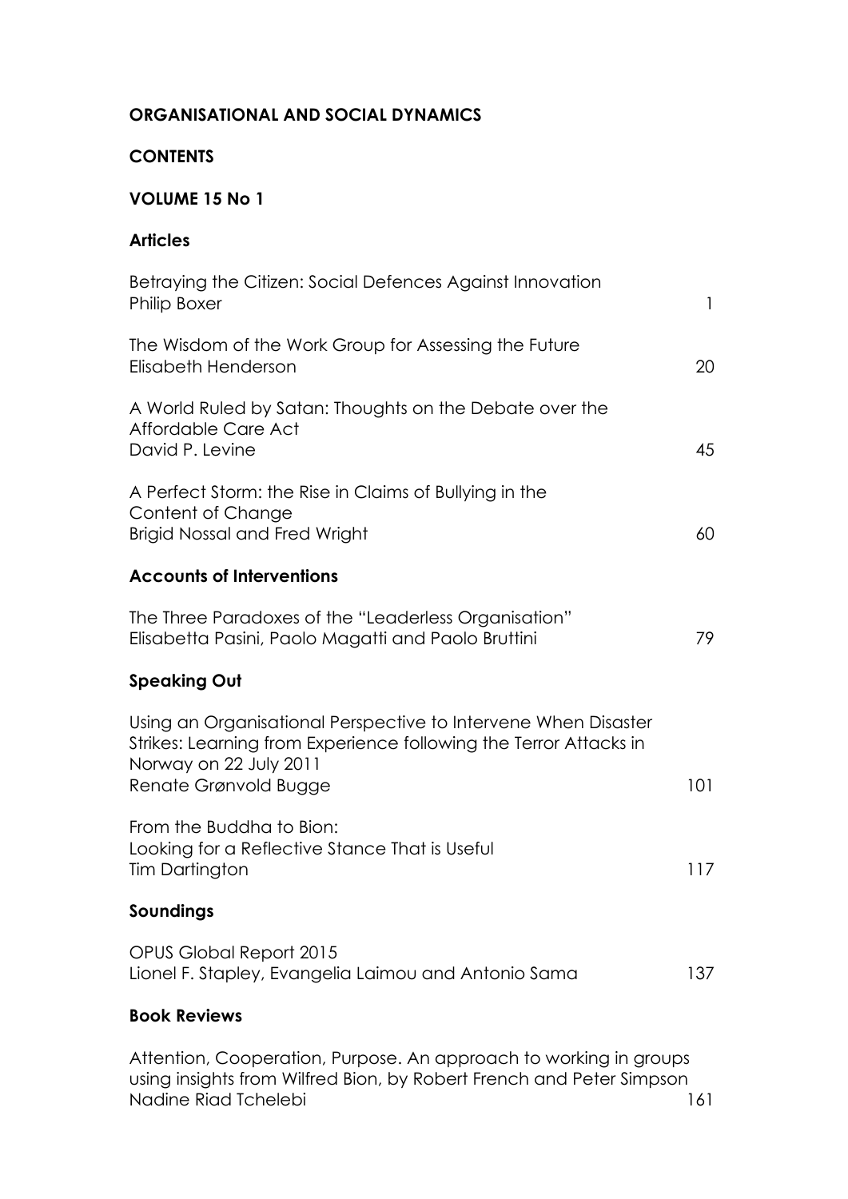# ORGANISATIONAL AND SOCIAL DYNAMICS

## CONTENTS

## VOLUME 15 No 1

### Articles

Betraying the Citizen: Social Defences Against Innovation
Philip Boxer — 1

The Wisdom of the Work Group for Assessing the Future
Elisabeth Henderson — 20

A World Ruled by Satan: Thoughts on the Debate over the Affordable Care Act
David P. Levine — 45

A Perfect Storm: the Rise in Claims of Bullying in the Content of Change
Brigid Nossal and Fred Wright — 60

### Accounts of Interventions

The Three Paradoxes of the "Leaderless Organisation"
Elisabetta Pasini, Paolo Magatti and Paolo Bruttini — 79

### Speaking Out

Using an Organisational Perspective to Intervene When Disaster Strikes: Learning from Experience following the Terror Attacks in Norway on 22 July 2011
Renate Grønvold Bugge — 101

From the Buddha to Bion:
Looking for a Reflective Stance That is Useful
Tim Dartington — 117

### Soundings

OPUS Global Report 2015
Lionel F. Stapley, Evangelia Laimou and Antonio Sama — 137

### Book Reviews

Attention, Cooperation, Purpose. An approach to working in groups using insights from Wilfred Bion, by Robert French and Peter Simpson
Nadine Riad Tchelebi — 161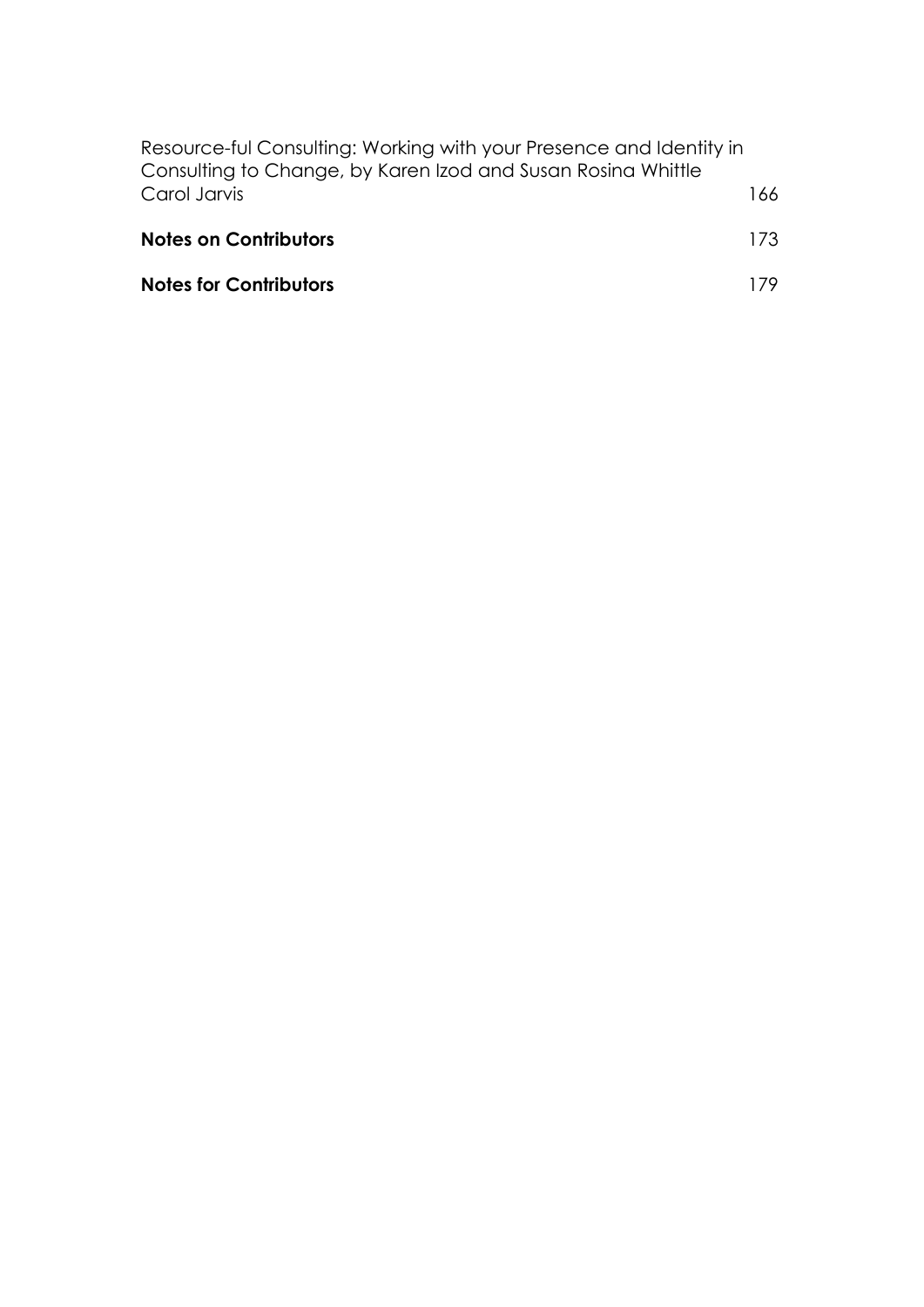Resource-ful Consulting: Working with your Presence and Identity in Consulting to Change, by Karen Izod and Susan Rosina Whittle
Carol Jarvis 166

**Notes on Contributors** 173

**Notes for Contributors** 179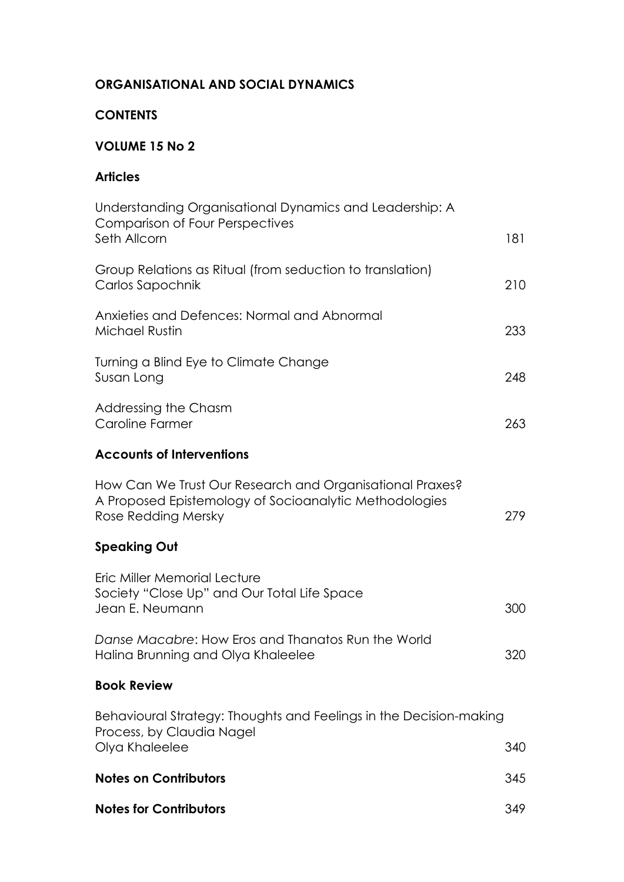**ORGANISATIONAL AND SOCIAL DYNAMICS**

**CONTENTS**

**VOLUME 15 No 2**

**Articles**

Understanding Organisational Dynamics and Leadership: A Comparison of Four Perspectives
Seth Allcorn 181

Group Relations as Ritual (from seduction to translation)
Carlos Sapochnik 210

Anxieties and Defences: Normal and Abnormal
Michael Rustin 233

Turning a Blind Eye to Climate Change
Susan Long 248

Addressing the Chasm
Caroline Farmer 263

**Accounts of Interventions**

How Can We Trust Our Research and Organisational Praxes? A Proposed Epistemology of Socioanalytic Methodologies
Rose Redding Mersky 279

**Speaking Out**

Eric Miller Memorial Lecture
Society "Close Up" and Our Total Life Space
Jean E. Neumann 300

*Danse Macabre*: How Eros and Thanatos Run the World
Halina Brunning and Olya Khaleelee 320

**Book Review**

Behavioural Strategy: Thoughts and Feelings in the Decision-making Process, by Claudia Nagel
Olya Khaleelee 340

**Notes on Contributors** 345

**Notes for Contributors** 349